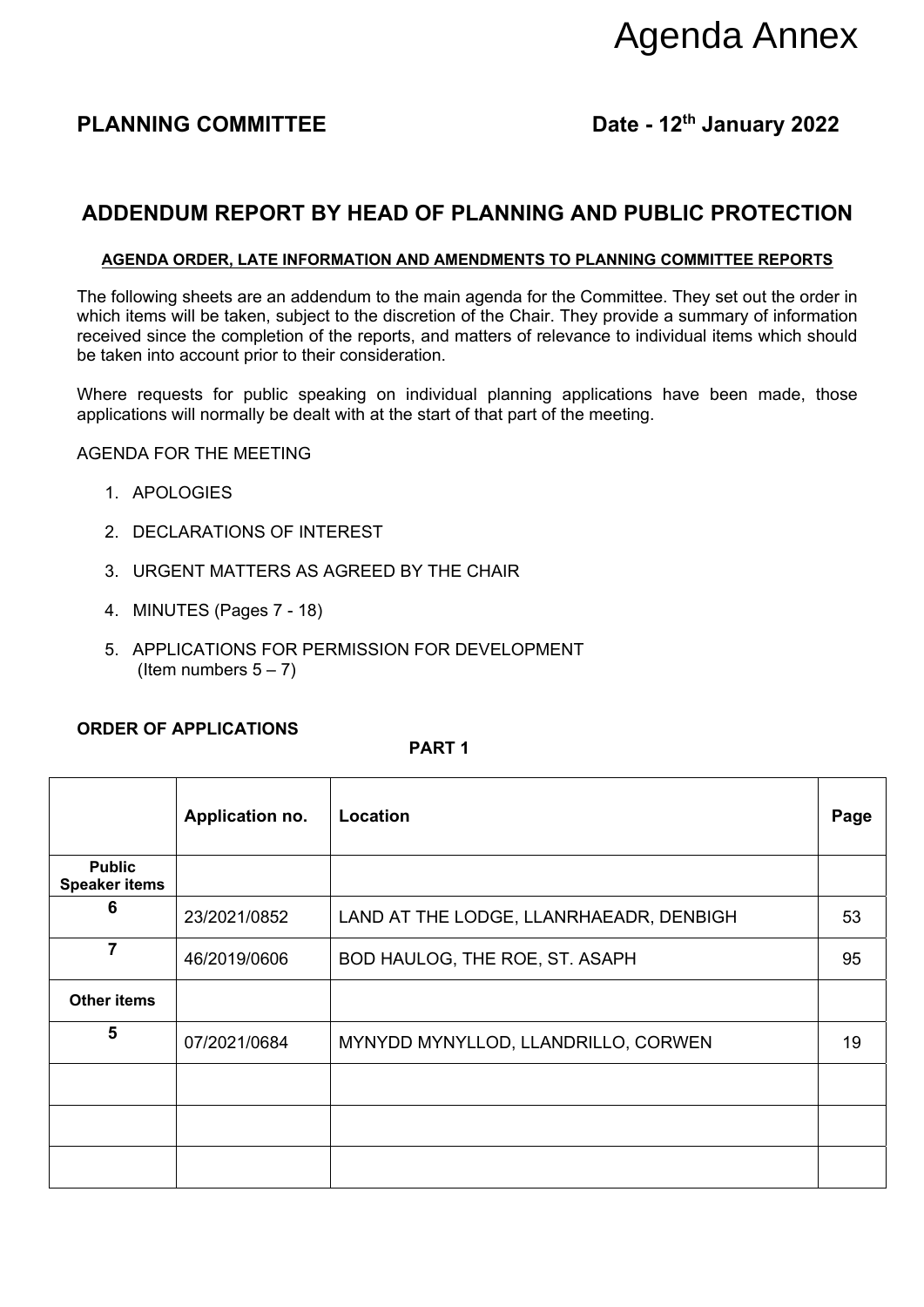# Agenda Annex

**PLANNING COMMITTEE** **Date - 12th January 2022**

## ADDENDUM REPORT BY HEAD OF PLANNING AND PUBLIC PROTECTION

**AGENDA ORDER, LATE INFORMATION AND AMENDMENTS TO PLANNING COMMITTEE REPORTS**

The following sheets are an addendum to the main agenda for the Committee. They set out the order in which items will be taken, subject to the discretion of the Chair. They provide a summary of information received since the completion of the reports, and matters of relevance to individual items which should be taken into account prior to their consideration.

Where requests for public speaking on individual planning applications have been made, those applications will normally be dealt with at the start of that part of the meeting.

AGENDA FOR THE MEETING

1. APOLOGIES
2. DECLARATIONS OF INTEREST
3. URGENT MATTERS AS AGREED BY THE CHAIR
4. MINUTES (Pages 7 - 18)
5. APPLICATIONS FOR PERMISSION FOR DEVELOPMENT (Item numbers 5 – 7)

**ORDER OF APPLICATIONS**

**PART 1**

| | Application no. | Location | Page |
|---|---|---|---|
| **Public Speaker items** | | | |
| **6** | 23/2021/0852 | LAND AT THE LODGE, LLANRHAEADR, DENBIGH | 53 |
| **7** | 46/2019/0606 | BOD HAULOG, THE ROE, ST. ASAPH | 95 |
| **Other items** | | | |
| **5** | 07/2021/0684 | MYNYDD MYNYLLOD, LLANDRILLO, CORWEN | 19 |
| | | | |
| | | | |
| | | | |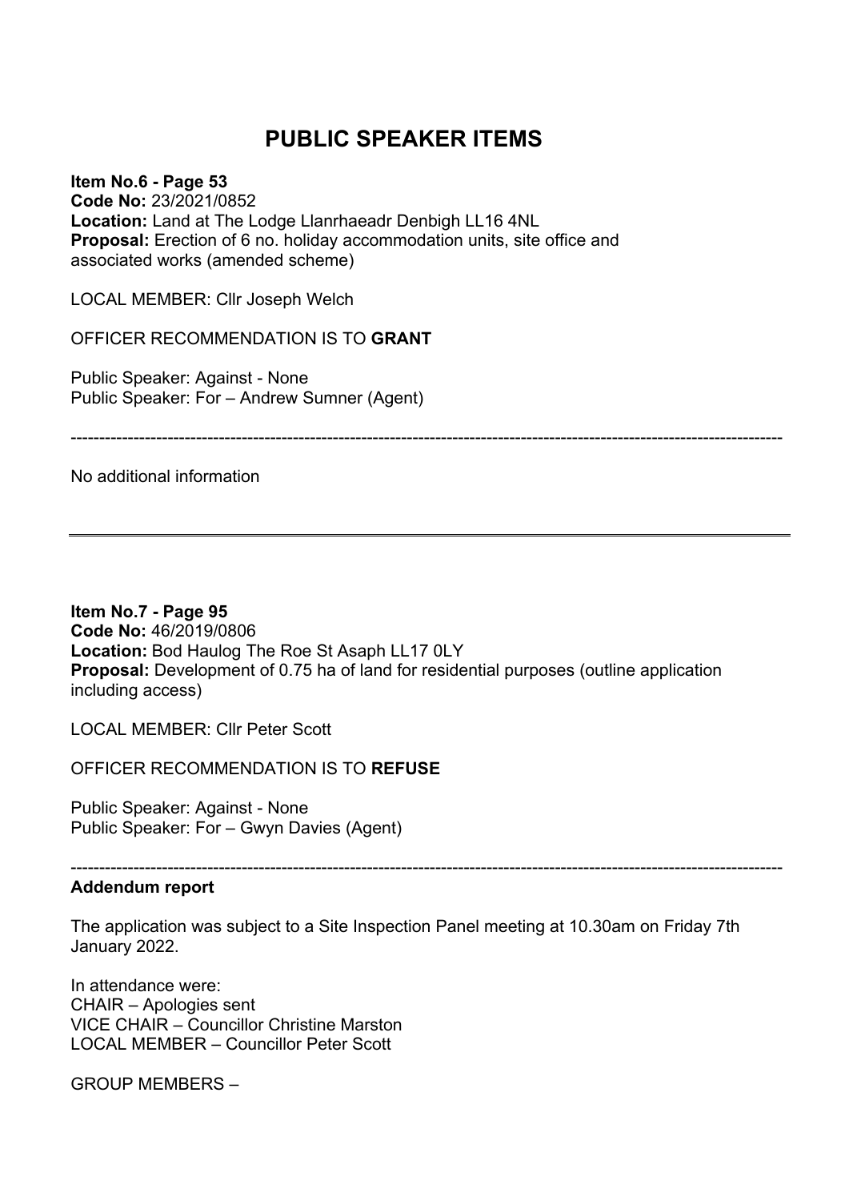# PUBLIC SPEAKER ITEMS

**Item No.6 - Page 53**
**Code No:** 23/2021/0852
**Location:** Land at The Lodge Llanrhaeadr Denbigh LL16 4NL
**Proposal:** Erection of 6 no. holiday accommodation units, site office and associated works (amended scheme)

LOCAL MEMBER: Cllr Joseph Welch

OFFICER RECOMMENDATION IS TO **GRANT**

Public Speaker: Against - None
Public Speaker: For – Andrew Sumner (Agent)

---

No additional information

---

**Item No.7 - Page 95**
**Code No:** 46/2019/0806
**Location:** Bod Haulog The Roe St Asaph LL17 0LY
**Proposal:** Development of 0.75 ha of land for residential purposes (outline application including access)

LOCAL MEMBER: Cllr Peter Scott

OFFICER RECOMMENDATION IS TO **REFUSE**

Public Speaker: Against - None
Public Speaker: For – Gwyn Davies (Agent)

---

**Addendum report**

The application was subject to a Site Inspection Panel meeting at 10.30am on Friday 7th January 2022.

In attendance were:
CHAIR – Apologies sent
VICE CHAIR – Councillor Christine Marston
LOCAL MEMBER – Councillor Peter Scott

GROUP MEMBERS –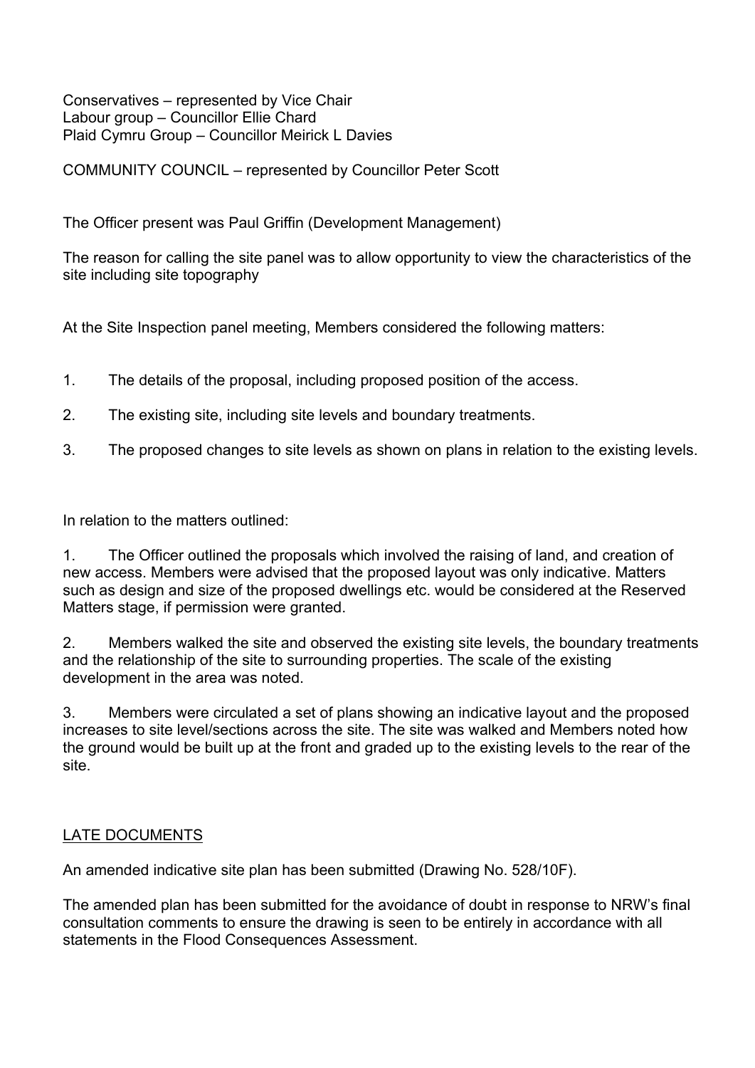Conservatives – represented by Vice Chair
Labour group – Councillor Ellie Chard
Plaid Cymru Group – Councillor Meirick L Davies

COMMUNITY COUNCIL – represented by Councillor Peter Scott

The Officer present was Paul Griffin (Development Management)

The reason for calling the site panel was to allow opportunity to view the characteristics of the site including site topography

At the Site Inspection panel meeting, Members considered the following matters:

1. The details of the proposal, including proposed position of the access.
2. The existing site, including site levels and boundary treatments.
3. The proposed changes to site levels as shown on plans in relation to the existing levels.

In relation to the matters outlined:

1. The Officer outlined the proposals which involved the raising of land, and creation of new access. Members were advised that the proposed layout was only indicative. Matters such as design and size of the proposed dwellings etc. would be considered at the Reserved Matters stage, if permission were granted.

2. Members walked the site and observed the existing site levels, the boundary treatments and the relationship of the site to surrounding properties. The scale of the existing development in the area was noted.

3. Members were circulated a set of plans showing an indicative layout and the proposed increases to site level/sections across the site. The site was walked and Members noted how the ground would be built up at the front and graded up to the existing levels to the rear of the site.

<u>LATE DOCUMENTS</u>

An amended indicative site plan has been submitted (Drawing No. 528/10F).

The amended plan has been submitted for the avoidance of doubt in response to NRW's final consultation comments to ensure the drawing is seen to be entirely in accordance with all statements in the Flood Consequences Assessment.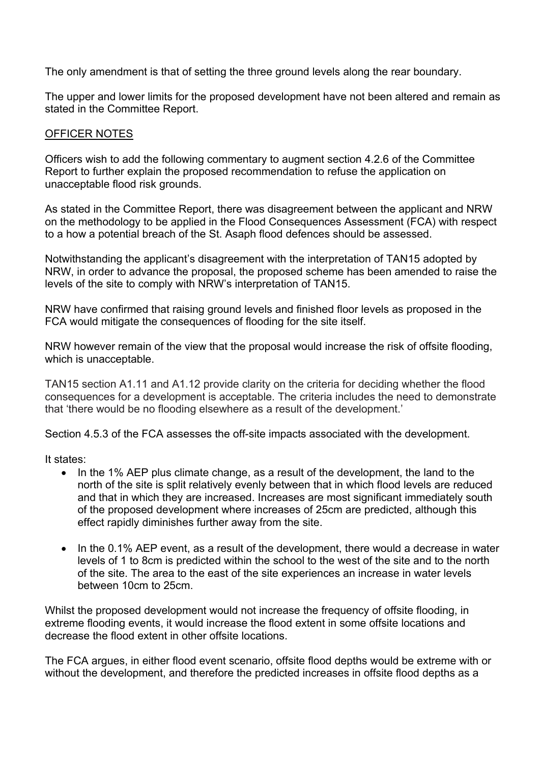The only amendment is that of setting the three ground levels along the rear boundary.

The upper and lower limits for the proposed development have not been altered and remain as stated in the Committee Report.

OFFICER NOTES

Officers wish to add the following commentary to augment section 4.2.6 of the Committee Report to further explain the proposed recommendation to refuse the application on unacceptable flood risk grounds.

As stated in the Committee Report, there was disagreement between the applicant and NRW on the methodology to be applied in the Flood Consequences Assessment (FCA) with respect to a how a potential breach of the St. Asaph flood defences should be assessed.

Notwithstanding the applicant's disagreement with the interpretation of TAN15 adopted by NRW, in order to advance the proposal, the proposed scheme has been amended to raise the levels of the site to comply with NRW's interpretation of TAN15.

NRW have confirmed that raising ground levels and finished floor levels as proposed in the FCA would mitigate the consequences of flooding for the site itself.

NRW however remain of the view that the proposal would increase the risk of offsite flooding, which is unacceptable.

TAN15 section A1.11 and A1.12 provide clarity on the criteria for deciding whether the flood consequences for a development is acceptable. The criteria includes the need to demonstrate that 'there would be no flooding elsewhere as a result of the development.'

Section 4.5.3 of the FCA assesses the off-site impacts associated with the development.

It states:

- In the 1% AEP plus climate change, as a result of the development, the land to the north of the site is split relatively evenly between that in which flood levels are reduced and that in which they are increased. Increases are most significant immediately south of the proposed development where increases of 25cm are predicted, although this effect rapidly diminishes further away from the site.
- In the 0.1% AEP event, as a result of the development, there would a decrease in water levels of 1 to 8cm is predicted within the school to the west of the site and to the north of the site. The area to the east of the site experiences an increase in water levels between 10cm to 25cm.

Whilst the proposed development would not increase the frequency of offsite flooding, in extreme flooding events, it would increase the flood extent in some offsite locations and decrease the flood extent in other offsite locations.

The FCA argues, in either flood event scenario, offsite flood depths would be extreme with or without the development, and therefore the predicted increases in offsite flood depths as a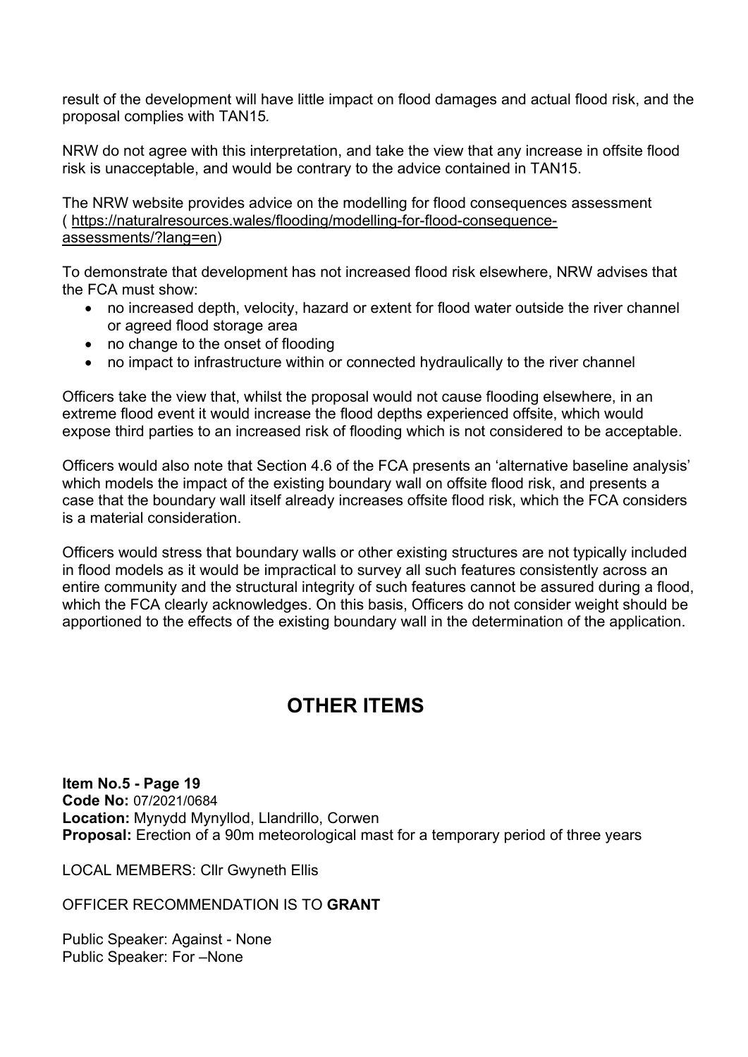result of the development will have little impact on flood damages and actual flood risk, and the proposal complies with TAN15*.*

NRW do not agree with this interpretation, and take the view that any increase in offsite flood risk is unacceptable, and would be contrary to the advice contained in TAN15.

The NRW website provides advice on the modelling for flood consequences assessment ( [https://naturalresources.wales/flooding/modelling-for-flood-consequence-assessments/?lang=en](https://naturalresources.wales/flooding/modelling-for-flood-consequence-assessments/?lang=en))

To demonstrate that development has not increased flood risk elsewhere, NRW advises that the FCA must show:

- no increased depth, velocity, hazard or extent for flood water outside the river channel or agreed flood storage area
- no change to the onset of flooding
- no impact to infrastructure within or connected hydraulically to the river channel

Officers take the view that, whilst the proposal would not cause flooding elsewhere, in an extreme flood event it would increase the flood depths experienced offsite, which would expose third parties to an increased risk of flooding which is not considered to be acceptable.

Officers would also note that Section 4.6 of the FCA presents an 'alternative baseline analysis' which models the impact of the existing boundary wall on offsite flood risk, and presents a case that the boundary wall itself already increases offsite flood risk, which the FCA considers is a material consideration.

Officers would stress that boundary walls or other existing structures are not typically included in flood models as it would be impractical to survey all such features consistently across an entire community and the structural integrity of such features cannot be assured during a flood, which the FCA clearly acknowledges. On this basis, Officers do not consider weight should be apportioned to the effects of the existing boundary wall in the determination of the application.

# OTHER ITEMS

**Item No.5 - Page 19**
**Code No:** 07/2021/0684
**Location:** Mynydd Mynyllod, Llandrillo, Corwen
**Proposal:** Erection of a 90m meteorological mast for a temporary period of three years

LOCAL MEMBERS: Cllr Gwyneth Ellis

OFFICER RECOMMENDATION IS TO **GRANT**

Public Speaker: Against - None
Public Speaker: For –None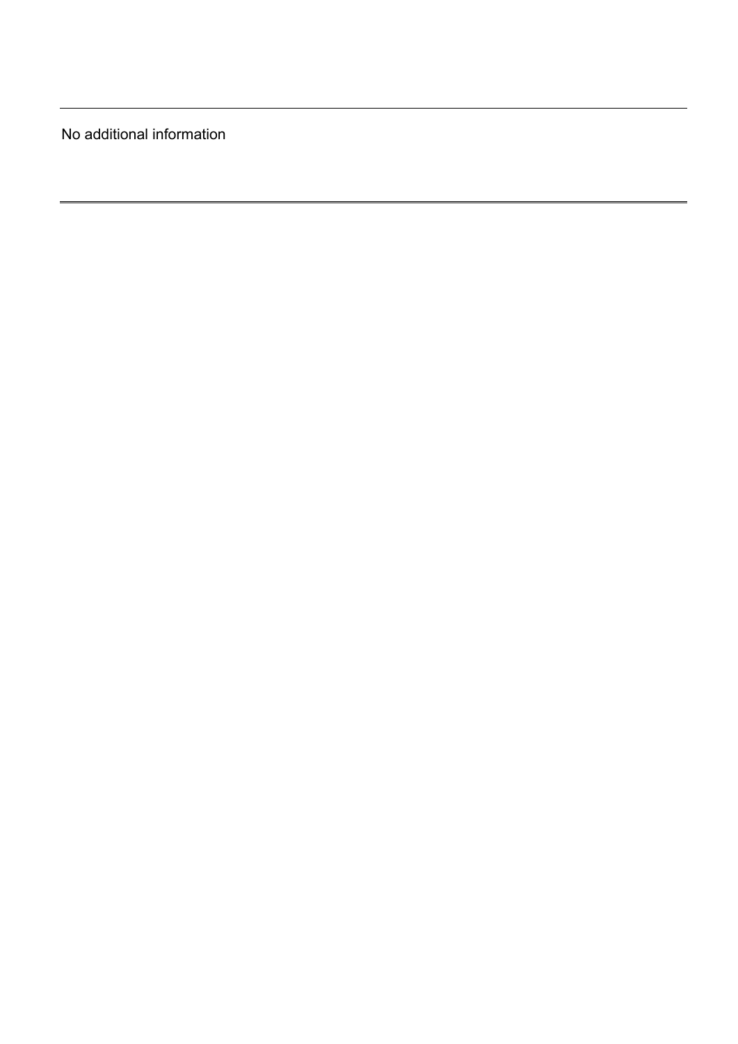No additional information